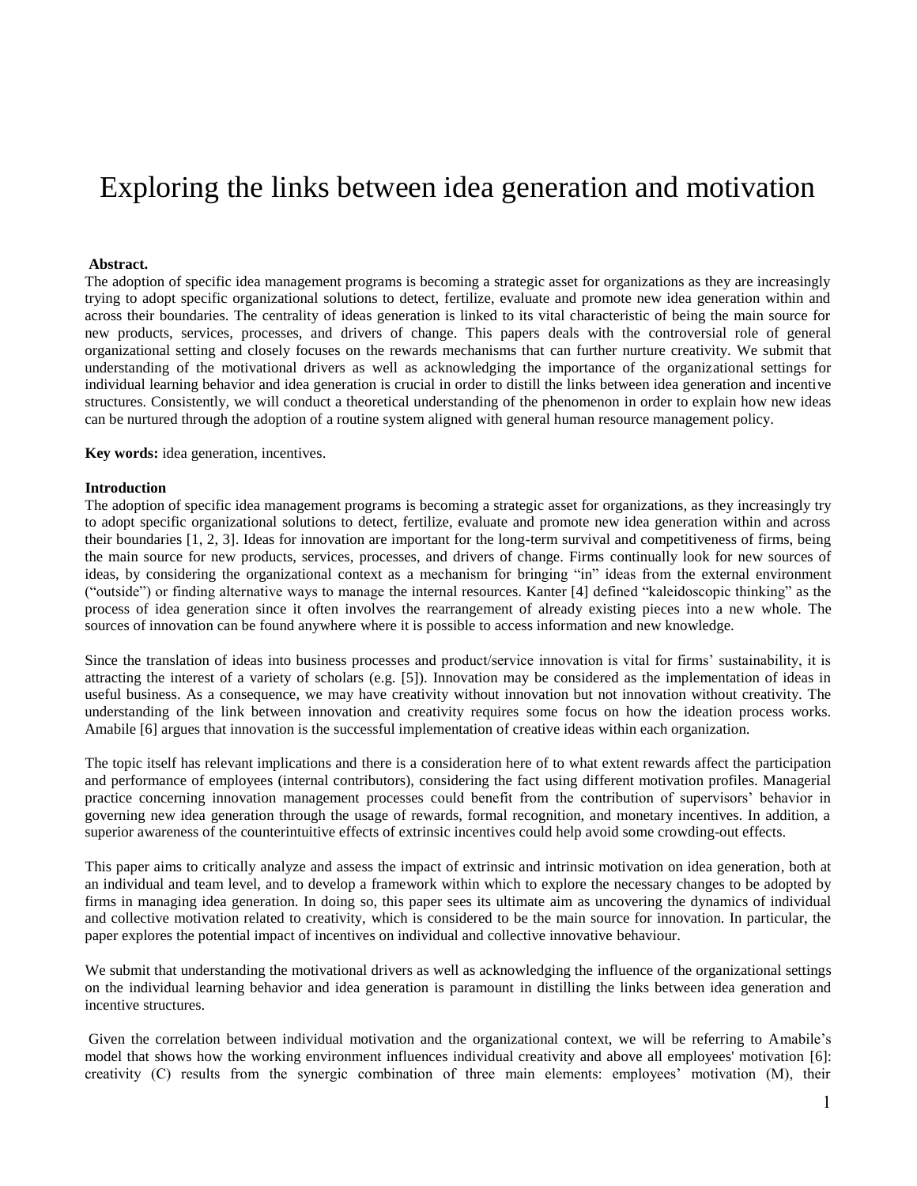# Exploring the links between idea generation and motivation

**Abstract.**

The adoption of specific idea management programs is becoming a strategic asset for organizations as they are increasingly trying to adopt specific organizational solutions to detect, fertilize, evaluate and promote new idea generation within and across their boundaries. The centrality of ideas generation is linked to its vital characteristic of being the main source for new products, services, processes, and drivers of change. This papers deals with the controversial role of general organizational setting and closely focuses on the rewards mechanisms that can further nurture creativity. We submit that understanding of the motivational drivers as well as acknowledging the importance of the organizational settings for individual learning behavior and idea generation is crucial in order to distill the links between idea generation and incentive structures. Consistently, we will conduct a theoretical understanding of the phenomenon in order to explain how new ideas can be nurtured through the adoption of a routine system aligned with general human resource management policy.

**Key words:** idea generation, incentives.

**Introduction**

The adoption of specific idea management programs is becoming a strategic asset for organizations, as they increasingly try to adopt specific organizational solutions to detect, fertilize, evaluate and promote new idea generation within and across their boundaries [1, 2, 3]. Ideas for innovation are important for the long-term survival and competitiveness of firms, being the main source for new products, services, processes, and drivers of change. Firms continually look for new sources of ideas, by considering the organizational context as a mechanism for bringing "in" ideas from the external environment ("outside") or finding alternative ways to manage the internal resources. Kanter [4] defined "kaleidoscopic thinking" as the process of idea generation since it often involves the rearrangement of already existing pieces into a new whole. The sources of innovation can be found anywhere where it is possible to access information and new knowledge.

Since the translation of ideas into business processes and product/service innovation is vital for firms' sustainability, it is attracting the interest of a variety of scholars (e.g. [5]). Innovation may be considered as the implementation of ideas in useful business. As a consequence, we may have creativity without innovation but not innovation without creativity. The understanding of the link between innovation and creativity requires some focus on how the ideation process works. Amabile [6] argues that innovation is the successful implementation of creative ideas within each organization.

The topic itself has relevant implications and there is a consideration here of to what extent rewards affect the participation and performance of employees (internal contributors), considering the fact using different motivation profiles. Managerial practice concerning innovation management processes could benefit from the contribution of supervisors' behavior in governing new idea generation through the usage of rewards, formal recognition, and monetary incentives. In addition, a superior awareness of the counterintuitive effects of extrinsic incentives could help avoid some crowding-out effects.

This paper aims to critically analyze and assess the impact of extrinsic and intrinsic motivation on idea generation, both at an individual and team level, and to develop a framework within which to explore the necessary changes to be adopted by firms in managing idea generation. In doing so, this paper sees its ultimate aim as uncovering the dynamics of individual and collective motivation related to creativity, which is considered to be the main source for innovation. In particular, the paper explores the potential impact of incentives on individual and collective innovative behaviour.

We submit that understanding the motivational drivers as well as acknowledging the influence of the organizational settings on the individual learning behavior and idea generation is paramount in distilling the links between idea generation and incentive structures.

Given the correlation between individual motivation and the organizational context, we will be referring to Amabile's model that shows how the working environment influences individual creativity and above all employees' motivation [6]: creativity (C) results from the synergic combination of three main elements: employees' motivation (M), their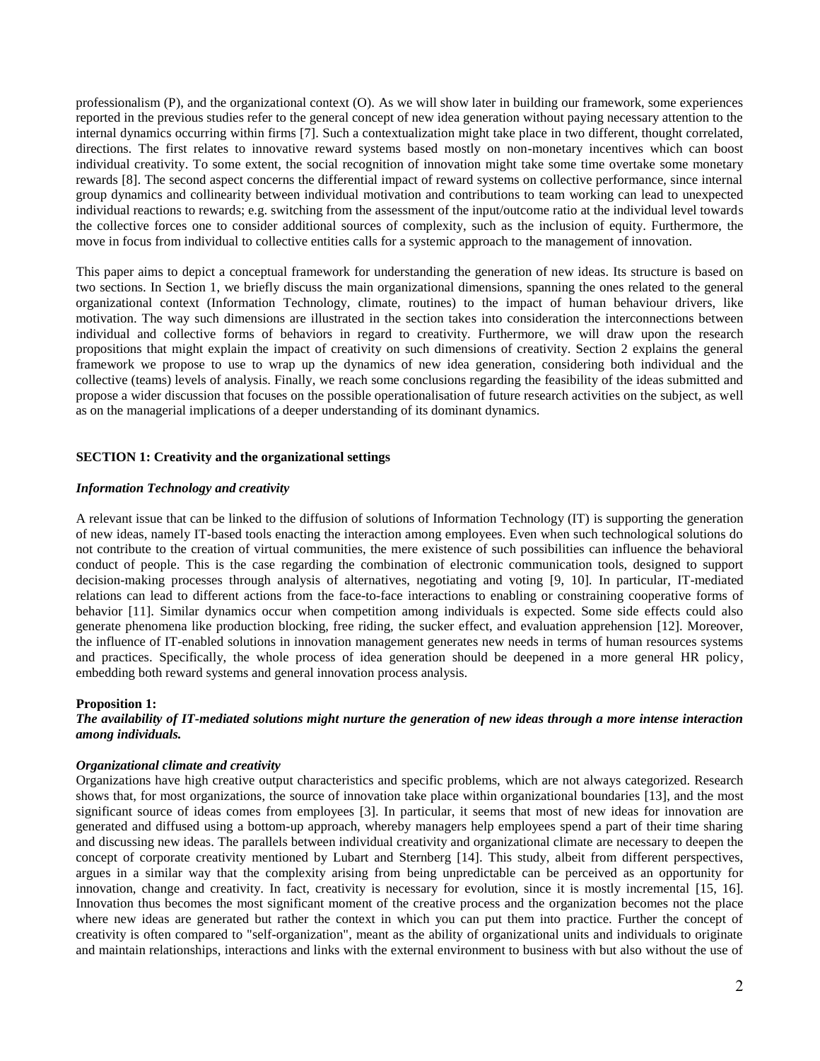professionalism (P), and the organizational context (O). As we will show later in building our framework, some experiences reported in the previous studies refer to the general concept of new idea generation without paying necessary attention to the internal dynamics occurring within firms [7]. Such a contextualization might take place in two different, thought correlated, directions. The first relates to innovative reward systems based mostly on non-monetary incentives which can boost individual creativity. To some extent, the social recognition of innovation might take some time overtake some monetary rewards [8]. The second aspect concerns the differential impact of reward systems on collective performance, since internal group dynamics and collinearity between individual motivation and contributions to team working can lead to unexpected individual reactions to rewards; e.g. switching from the assessment of the input/outcome ratio at the individual level towards the collective forces one to consider additional sources of complexity, such as the inclusion of equity. Furthermore, the move in focus from individual to collective entities calls for a systemic approach to the management of innovation.

This paper aims to depict a conceptual framework for understanding the generation of new ideas. Its structure is based on two sections. In Section 1, we briefly discuss the main organizational dimensions, spanning the ones related to the general organizational context (Information Technology, climate, routines) to the impact of human behaviour drivers, like motivation. The way such dimensions are illustrated in the section takes into consideration the interconnections between individual and collective forms of behaviors in regard to creativity. Furthermore, we will draw upon the research propositions that might explain the impact of creativity on such dimensions of creativity. Section 2 explains the general framework we propose to use to wrap up the dynamics of new idea generation, considering both individual and the collective (teams) levels of analysis. Finally, we reach some conclusions regarding the feasibility of the ideas submitted and propose a wider discussion that focuses on the possible operationalisation of future research activities on the subject, as well as on the managerial implications of a deeper understanding of its dominant dynamics.

## SECTION 1: Creativity and the organizational settings

### *Information Technology and creativity*

A relevant issue that can be linked to the diffusion of solutions of Information Technology (IT) is supporting the generation of new ideas, namely IT-based tools enacting the interaction among employees. Even when such technological solutions do not contribute to the creation of virtual communities, the mere existence of such possibilities can influence the behavioral conduct of people. This is the case regarding the combination of electronic communication tools, designed to support decision-making processes through analysis of alternatives, negotiating and voting [9, 10]. In particular, IT-mediated relations can lead to different actions from the face-to-face interactions to enabling or constraining cooperative forms of behavior [11]. Similar dynamics occur when competition among individuals is expected. Some side effects could also generate phenomena like production blocking, free riding, the sucker effect, and evaluation apprehension [12]. Moreover, the influence of IT-enabled solutions in innovation management generates new needs in terms of human resources systems and practices. Specifically, the whole process of idea generation should be deepened in a more general HR policy, embedding both reward systems and general innovation process analysis.

**Proposition 1:**
***The availability of IT-mediated solutions might nurture the generation of new ideas through a more intense interaction among individuals.***

### *Organizational climate and creativity*

Organizations have high creative output characteristics and specific problems, which are not always categorized. Research shows that, for most organizations, the source of innovation take place within organizational boundaries [13], and the most significant source of ideas comes from employees [3]. In particular, it seems that most of new ideas for innovation are generated and diffused using a bottom-up approach, whereby managers help employees spend a part of their time sharing and discussing new ideas. The parallels between individual creativity and organizational climate are necessary to deepen the concept of corporate creativity mentioned by Lubart and Sternberg [14]. This study, albeit from different perspectives, argues in a similar way that the complexity arising from being unpredictable can be perceived as an opportunity for innovation, change and creativity. In fact, creativity is necessary for evolution, since it is mostly incremental [15, 16]. Innovation thus becomes the most significant moment of the creative process and the organization becomes not the place where new ideas are generated but rather the context in which you can put them into practice. Further the concept of creativity is often compared to "self-organization", meant as the ability of organizational units and individuals to originate and maintain relationships, interactions and links with the external environment to business with but also without the use of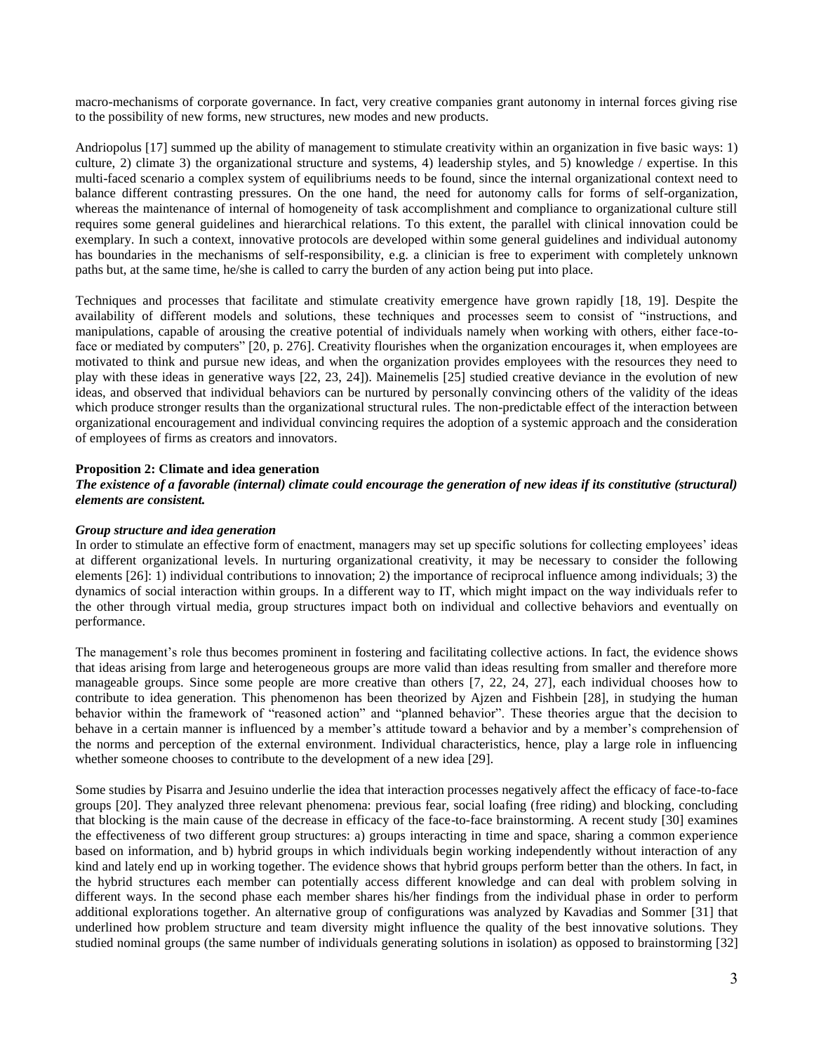macro-mechanisms of corporate governance. In fact, very creative companies grant autonomy in internal forces giving rise to the possibility of new forms, new structures, new modes and new products.

Andriopolus [17] summed up the ability of management to stimulate creativity within an organization in five basic ways: 1) culture, 2) climate 3) the organizational structure and systems, 4) leadership styles, and 5) knowledge / expertise. In this multi-faced scenario a complex system of equilibriums needs to be found, since the internal organizational context need to balance different contrasting pressures. On the one hand, the need for autonomy calls for forms of self-organization, whereas the maintenance of internal of homogeneity of task accomplishment and compliance to organizational culture still requires some general guidelines and hierarchical relations. To this extent, the parallel with clinical innovation could be exemplary. In such a context, innovative protocols are developed within some general guidelines and individual autonomy has boundaries in the mechanisms of self-responsibility, e.g. a clinician is free to experiment with completely unknown paths but, at the same time, he/she is called to carry the burden of any action being put into place.

Techniques and processes that facilitate and stimulate creativity emergence have grown rapidly [18, 19]. Despite the availability of different models and solutions, these techniques and processes seem to consist of "instructions, and manipulations, capable of arousing the creative potential of individuals namely when working with others, either face-to-face or mediated by computers" [20, p. 276]. Creativity flourishes when the organization encourages it, when employees are motivated to think and pursue new ideas, and when the organization provides employees with the resources they need to play with these ideas in generative ways [22, 23, 24]). Mainemelis [25] studied creative deviance in the evolution of new ideas, and observed that individual behaviors can be nurtured by personally convincing others of the validity of the ideas which produce stronger results than the organizational structural rules. The non-predictable effect of the interaction between organizational encouragement and individual convincing requires the adoption of a systemic approach and the consideration of employees of firms as creators and innovators.

**Proposition 2: Climate and idea generation**

***The existence of a favorable (internal) climate could encourage the generation of new ideas if its constitutive (structural) elements are consistent.***

***Group structure and idea generation***

In order to stimulate an effective form of enactment, managers may set up specific solutions for collecting employees' ideas at different organizational levels. In nurturing organizational creativity, it may be necessary to consider the following elements [26]: 1) individual contributions to innovation; 2) the importance of reciprocal influence among individuals; 3) the dynamics of social interaction within groups. In a different way to IT, which might impact on the way individuals refer to the other through virtual media, group structures impact both on individual and collective behaviors and eventually on performance.

The management's role thus becomes prominent in fostering and facilitating collective actions. In fact, the evidence shows that ideas arising from large and heterogeneous groups are more valid than ideas resulting from smaller and therefore more manageable groups. Since some people are more creative than others [7, 22, 24, 27], each individual chooses how to contribute to idea generation. This phenomenon has been theorized by Ajzen and Fishbein [28], in studying the human behavior within the framework of "reasoned action" and "planned behavior". These theories argue that the decision to behave in a certain manner is influenced by a member's attitude toward a behavior and by a member's comprehension of the norms and perception of the external environment. Individual characteristics, hence, play a large role in influencing whether someone chooses to contribute to the development of a new idea [29].

Some studies by Pisarra and Jesuino underlie the idea that interaction processes negatively affect the efficacy of face-to-face groups [20]. They analyzed three relevant phenomena: previous fear, social loafing (free riding) and blocking, concluding that blocking is the main cause of the decrease in efficacy of the face-to-face brainstorming. A recent study [30] examines the effectiveness of two different group structures: a) groups interacting in time and space, sharing a common experience based on information, and b) hybrid groups in which individuals begin working independently without interaction of any kind and lately end up in working together. The evidence shows that hybrid groups perform better than the others. In fact, in the hybrid structures each member can potentially access different knowledge and can deal with problem solving in different ways. In the second phase each member shares his/her findings from the individual phase in order to perform additional explorations together. An alternative group of configurations was analyzed by Kavadias and Sommer [31] that underlined how problem structure and team diversity might influence the quality of the best innovative solutions. They studied nominal groups (the same number of individuals generating solutions in isolation) as opposed to brainstorming [32]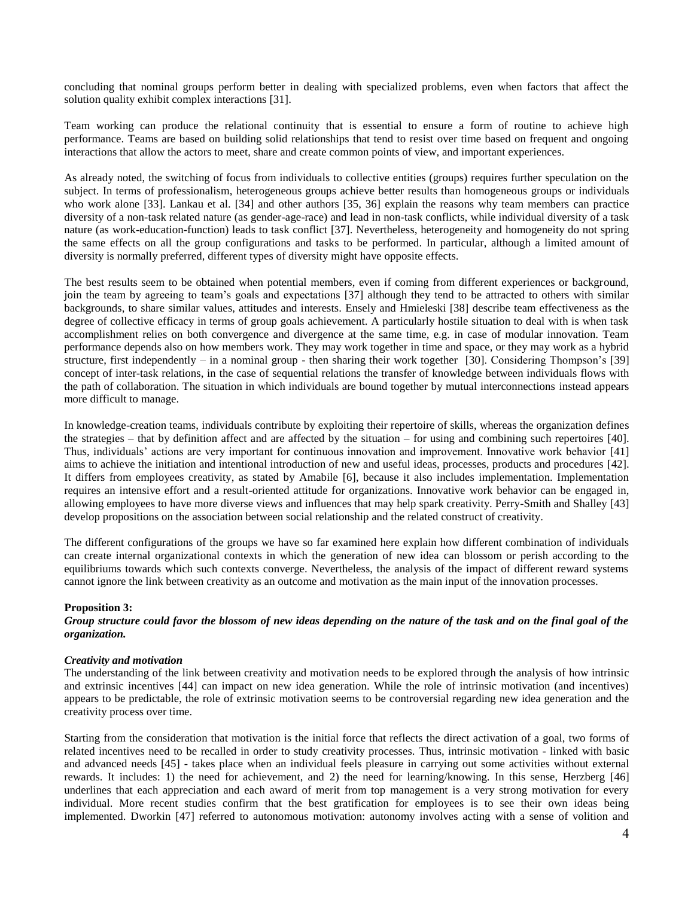concluding that nominal groups perform better in dealing with specialized problems, even when factors that affect the solution quality exhibit complex interactions [31].

Team working can produce the relational continuity that is essential to ensure a form of routine to achieve high performance. Teams are based on building solid relationships that tend to resist over time based on frequent and ongoing interactions that allow the actors to meet, share and create common points of view, and important experiences.

As already noted, the switching of focus from individuals to collective entities (groups) requires further speculation on the subject. In terms of professionalism, heterogeneous groups achieve better results than homogeneous groups or individuals who work alone [33]. Lankau et al. [34] and other authors [35, 36] explain the reasons why team members can practice diversity of a non-task related nature (as gender-age-race) and lead in non-task conflicts, while individual diversity of a task nature (as work-education-function) leads to task conflict [37]. Nevertheless, heterogeneity and homogeneity do not spring the same effects on all the group configurations and tasks to be performed. In particular, although a limited amount of diversity is normally preferred, different types of diversity might have opposite effects.

The best results seem to be obtained when potential members, even if coming from different experiences or background, join the team by agreeing to team's goals and expectations [37] although they tend to be attracted to others with similar backgrounds, to share similar values, attitudes and interests. Ensely and Hmieleski [38] describe team effectiveness as the degree of collective efficacy in terms of group goals achievement. A particularly hostile situation to deal with is when task accomplishment relies on both convergence and divergence at the same time, e.g. in case of modular innovation. Team performance depends also on how members work. They may work together in time and space, or they may work as a hybrid structure, first independently – in a nominal group - then sharing their work together [30]. Considering Thompson's [39] concept of inter-task relations, in the case of sequential relations the transfer of knowledge between individuals flows with the path of collaboration. The situation in which individuals are bound together by mutual interconnections instead appears more difficult to manage.

In knowledge-creation teams, individuals contribute by exploiting their repertoire of skills, whereas the organization defines the strategies – that by definition affect and are affected by the situation – for using and combining such repertoires [40]. Thus, individuals' actions are very important for continuous innovation and improvement. Innovative work behavior [41] aims to achieve the initiation and intentional introduction of new and useful ideas, processes, products and procedures [42]. It differs from employees creativity, as stated by Amabile [6], because it also includes implementation. Implementation requires an intensive effort and a result-oriented attitude for organizations. Innovative work behavior can be engaged in, allowing employees to have more diverse views and influences that may help spark creativity. Perry-Smith and Shalley [43] develop propositions on the association between social relationship and the related construct of creativity.

The different configurations of the groups we have so far examined here explain how different combination of individuals can create internal organizational contexts in which the generation of new idea can blossom or perish according to the equilibriums towards which such contexts converge. Nevertheless, the analysis of the impact of different reward systems cannot ignore the link between creativity as an outcome and motivation as the main input of the innovation processes.

**Proposition 3:**
***Group structure could favor the blossom of new ideas depending on the nature of the task and on the final goal of the organization.***

***Creativity and motivation***

The understanding of the link between creativity and motivation needs to be explored through the analysis of how intrinsic and extrinsic incentives [44] can impact on new idea generation. While the role of intrinsic motivation (and incentives) appears to be predictable, the role of extrinsic motivation seems to be controversial regarding new idea generation and the creativity process over time.

Starting from the consideration that motivation is the initial force that reflects the direct activation of a goal, two forms of related incentives need to be recalled in order to study creativity processes. Thus, intrinsic motivation - linked with basic and advanced needs [45] - takes place when an individual feels pleasure in carrying out some activities without external rewards. It includes: 1) the need for achievement, and 2) the need for learning/knowing. In this sense, Herzberg [46] underlines that each appreciation and each award of merit from top management is a very strong motivation for every individual. More recent studies confirm that the best gratification for employees is to see their own ideas being implemented. Dworkin [47] referred to autonomous motivation: autonomy involves acting with a sense of volition and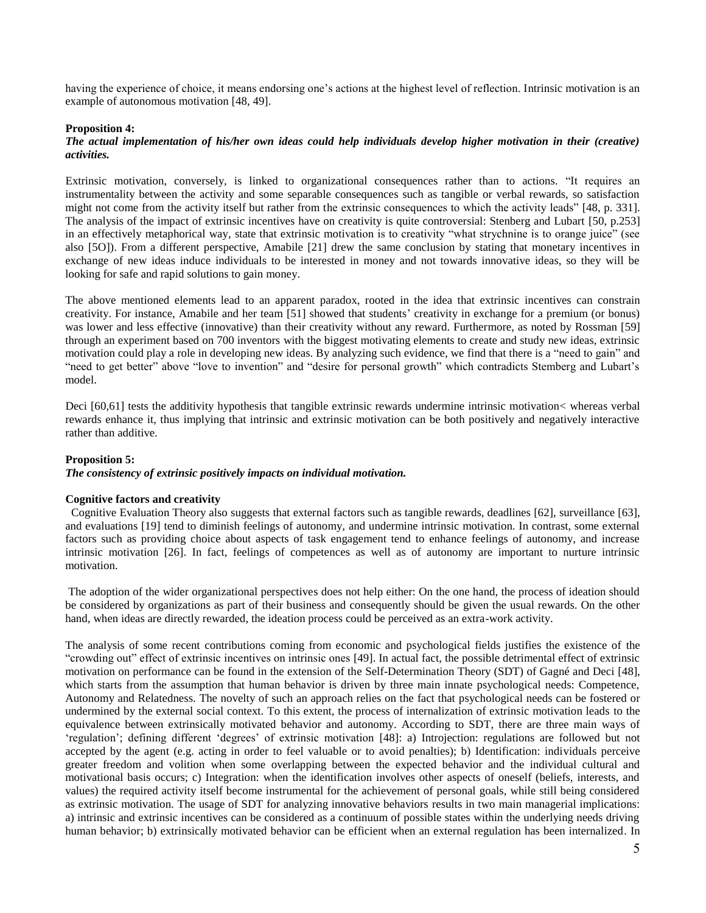having the experience of choice, it means endorsing one's actions at the highest level of reflection. Intrinsic motivation is an example of autonomous motivation [48, 49].

**Proposition 4:**
***The actual implementation of his/her own ideas could help individuals develop higher motivation in their (creative) activities.***

Extrinsic motivation, conversely, is linked to organizational consequences rather than to actions. "It requires an instrumentality between the activity and some separable consequences such as tangible or verbal rewards, so satisfaction might not come from the activity itself but rather from the extrinsic consequences to which the activity leads" [48, p. 331]. The analysis of the impact of extrinsic incentives have on creativity is quite controversial: Stenberg and Lubart [50, p.253] in an effectively metaphorical way, state that extrinsic motivation is to creativity "what strychnine is to orange juice" (see also [5O]). From a different perspective, Amabile [21] drew the same conclusion by stating that monetary incentives in exchange of new ideas induce individuals to be interested in money and not towards innovative ideas, so they will be looking for safe and rapid solutions to gain money.

The above mentioned elements lead to an apparent paradox, rooted in the idea that extrinsic incentives can constrain creativity. For instance, Amabile and her team [51] showed that students' creativity in exchange for a premium (or bonus) was lower and less effective (innovative) than their creativity without any reward. Furthermore, as noted by Rossman [59] through an experiment based on 700 inventors with the biggest motivating elements to create and study new ideas, extrinsic motivation could play a role in developing new ideas. By analyzing such evidence, we find that there is a "need to gain" and "need to get better" above "love to invention" and "desire for personal growth" which contradicts Stemberg and Lubart's model.

Deci [60,61] tests the additivity hypothesis that tangible extrinsic rewards undermine intrinsic motivation< whereas verbal rewards enhance it, thus implying that intrinsic and extrinsic motivation can be both positively and negatively interactive rather than additive.

**Proposition 5:**
***The consistency of extrinsic positively impacts on individual motivation.***

**Cognitive factors and creativity**

Cognitive Evaluation Theory also suggests that external factors such as tangible rewards, deadlines [62], surveillance [63], and evaluations [19] tend to diminish feelings of autonomy, and undermine intrinsic motivation. In contrast, some external factors such as providing choice about aspects of task engagement tend to enhance feelings of autonomy, and increase intrinsic motivation [26]. In fact, feelings of competences as well as of autonomy are important to nurture intrinsic motivation.

The adoption of the wider organizational perspectives does not help either: On the one hand, the process of ideation should be considered by organizations as part of their business and consequently should be given the usual rewards. On the other hand, when ideas are directly rewarded, the ideation process could be perceived as an extra-work activity.

The analysis of some recent contributions coming from economic and psychological fields justifies the existence of the "crowding out" effect of extrinsic incentives on intrinsic ones [49]. In actual fact, the possible detrimental effect of extrinsic motivation on performance can be found in the extension of the Self-Determination Theory (SDT) of Gagné and Deci [48], which starts from the assumption that human behavior is driven by three main innate psychological needs: Competence, Autonomy and Relatedness. The novelty of such an approach relies on the fact that psychological needs can be fostered or undermined by the external social context. To this extent, the process of internalization of extrinsic motivation leads to the equivalence between extrinsically motivated behavior and autonomy. According to SDT, there are three main ways of 'regulation'; defining different 'degrees' of extrinsic motivation [48]: a) Introjection: regulations are followed but not accepted by the agent (e.g. acting in order to feel valuable or to avoid penalties); b) Identification: individuals perceive greater freedom and volition when some overlapping between the expected behavior and the individual cultural and motivational basis occurs; c) Integration: when the identification involves other aspects of oneself (beliefs, interests, and values) the required activity itself become instrumental for the achievement of personal goals, while still being considered as extrinsic motivation. The usage of SDT for analyzing innovative behaviors results in two main managerial implications: a) intrinsic and extrinsic incentives can be considered as a continuum of possible states within the underlying needs driving human behavior; b) extrinsically motivated behavior can be efficient when an external regulation has been internalized. In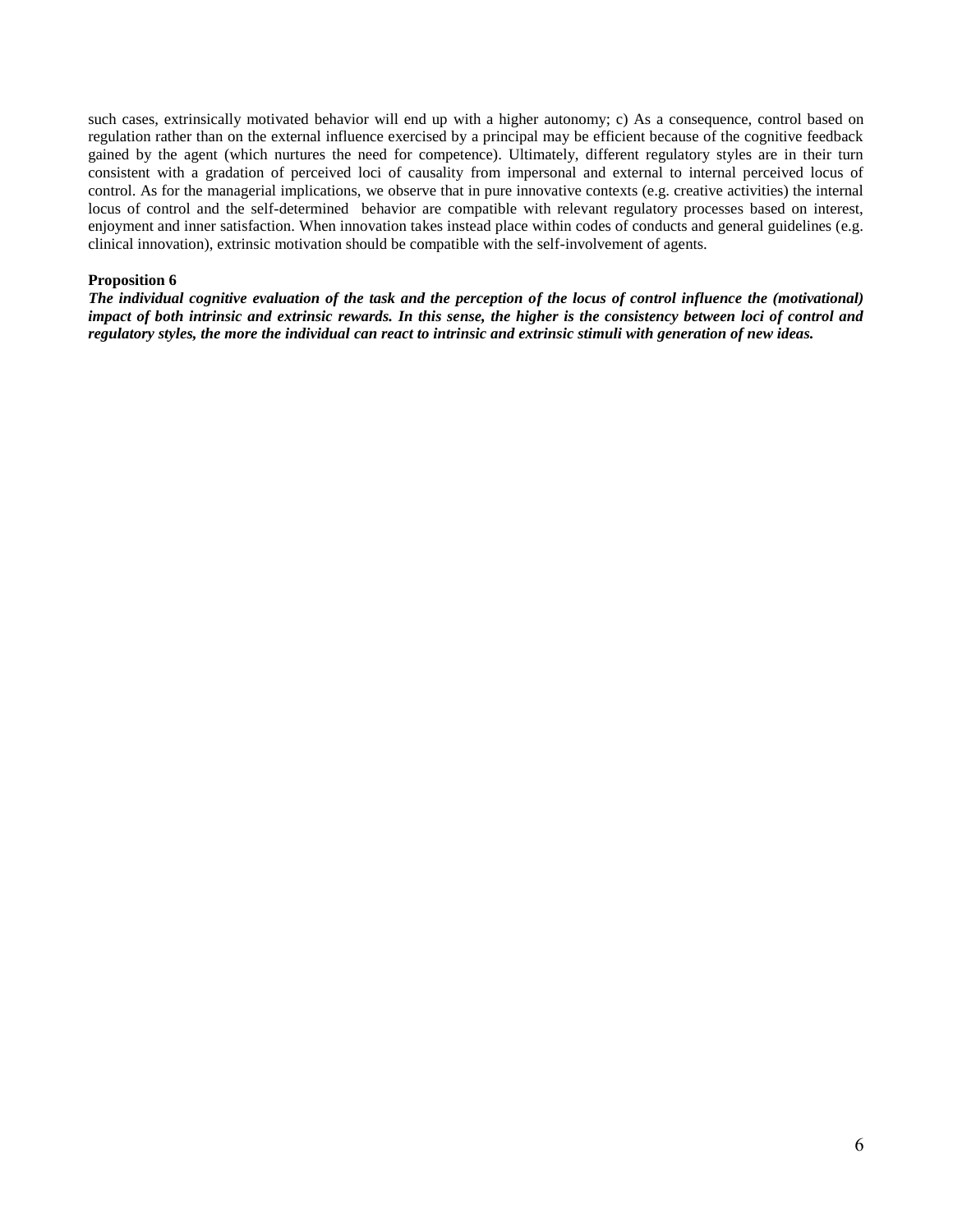such cases, extrinsically motivated behavior will end up with a higher autonomy; c) As a consequence, control based on regulation rather than on the external influence exercised by a principal may be efficient because of the cognitive feedback gained by the agent (which nurtures the need for competence). Ultimately, different regulatory styles are in their turn consistent with a gradation of perceived loci of causality from impersonal and external to internal perceived locus of control. As for the managerial implications, we observe that in pure innovative contexts (e.g. creative activities) the internal locus of control and the self-determined behavior are compatible with relevant regulatory processes based on interest, enjoyment and inner satisfaction. When innovation takes instead place within codes of conducts and general guidelines (e.g. clinical innovation), extrinsic motivation should be compatible with the self-involvement of agents.

**Proposition 6**

***The individual cognitive evaluation of the task and the perception of the locus of control influence the (motivational) impact of both intrinsic and extrinsic rewards. In this sense, the higher is the consistency between loci of control and regulatory styles, the more the individual can react to intrinsic and extrinsic stimuli with generation of new ideas.***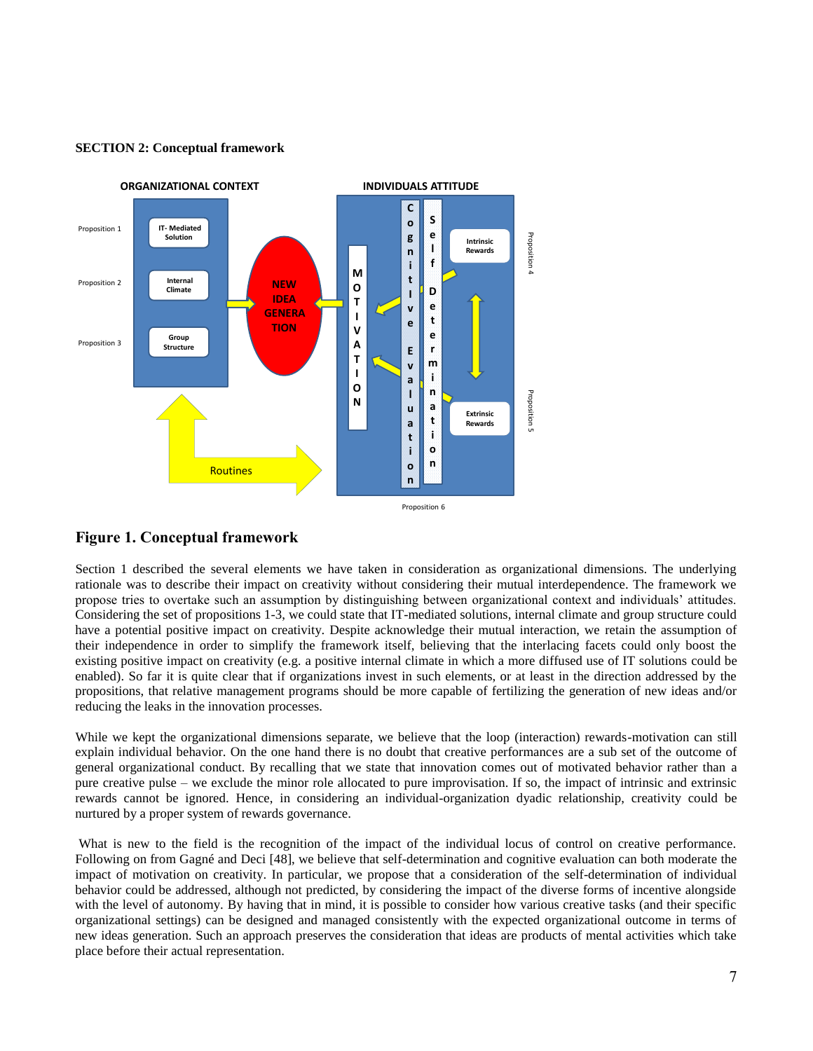**SECTION 2: Conceptual framework**

**Figure 1. Conceptual framework**

Section 1 described the several elements we have taken in consideration as organizational dimensions. The underlying rationale was to describe their impact on creativity without considering their mutual interdependence. The framework we propose tries to overtake such an assumption by distinguishing between organizational context and individuals' attitudes. Considering the set of propositions 1-3, we could state that IT-mediated solutions, internal climate and group structure could have a potential positive impact on creativity. Despite acknowledge their mutual interaction, we retain the assumption of their independence in order to simplify the framework itself, believing that the interlacing facets could only boost the existing positive impact on creativity (e.g. a positive internal climate in which a more diffused use of IT solutions could be enabled). So far it is quite clear that if organizations invest in such elements, or at least in the direction addressed by the propositions, that relative management programs should be more capable of fertilizing the generation of new ideas and/or reducing the leaks in the innovation processes.

While we kept the organizational dimensions separate, we believe that the loop (interaction) rewards-motivation can still explain individual behavior. On the one hand there is no doubt that creative performances are a sub set of the outcome of general organizational conduct. By recalling that we state that innovation comes out of motivated behavior rather than a pure creative pulse – we exclude the minor role allocated to pure improvisation. If so, the impact of intrinsic and extrinsic rewards cannot be ignored. Hence, in considering an individual-organization dyadic relationship, creativity could be nurtured by a proper system of rewards governance.

What is new to the field is the recognition of the impact of the individual locus of control on creative performance. Following on from Gagné and Deci [48], we believe that self-determination and cognitive evaluation can both moderate the impact of motivation on creativity. In particular, we propose that a consideration of the self-determination of individual behavior could be addressed, although not predicted, by considering the impact of the diverse forms of incentive alongside with the level of autonomy. By having that in mind, it is possible to consider how various creative tasks (and their specific organizational settings) can be designed and managed consistently with the expected organizational outcome in terms of new ideas generation. Such an approach preserves the consideration that ideas are products of mental activities which take place before their actual representation.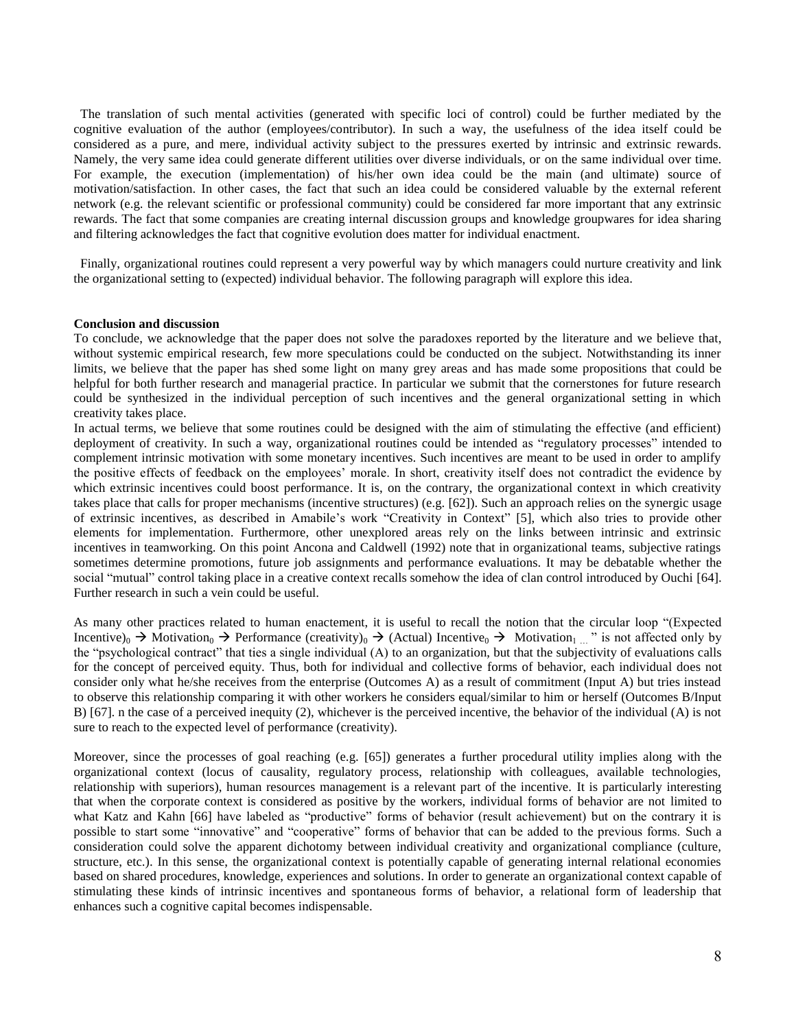The translation of such mental activities (generated with specific loci of control) could be further mediated by the cognitive evaluation of the author (employees/contributor). In such a way, the usefulness of the idea itself could be considered as a pure, and mere, individual activity subject to the pressures exerted by intrinsic and extrinsic rewards. Namely, the very same idea could generate different utilities over diverse individuals, or on the same individual over time. For example, the execution (implementation) of his/her own idea could be the main (and ultimate) source of motivation/satisfaction. In other cases, the fact that such an idea could be considered valuable by the external referent network (e.g. the relevant scientific or professional community) could be considered far more important that any extrinsic rewards. The fact that some companies are creating internal discussion groups and knowledge groupwares for idea sharing and filtering acknowledges the fact that cognitive evolution does matter for individual enactment.

Finally, organizational routines could represent a very powerful way by which managers could nurture creativity and link the organizational setting to (expected) individual behavior. The following paragraph will explore this idea.

**Conclusion and discussion**

To conclude, we acknowledge that the paper does not solve the paradoxes reported by the literature and we believe that, without systemic empirical research, few more speculations could be conducted on the subject. Notwithstanding its inner limits, we believe that the paper has shed some light on many grey areas and has made some propositions that could be helpful for both further research and managerial practice. In particular we submit that the cornerstones for future research could be synthesized in the individual perception of such incentives and the general organizational setting in which creativity takes place.

In actual terms, we believe that some routines could be designed with the aim of stimulating the effective (and efficient) deployment of creativity. In such a way, organizational routines could be intended as "regulatory processes" intended to complement intrinsic motivation with some monetary incentives. Such incentives are meant to be used in order to amplify the positive effects of feedback on the employees' morale. In short, creativity itself does not contradict the evidence by which extrinsic incentives could boost performance. It is, on the contrary, the organizational context in which creativity takes place that calls for proper mechanisms (incentive structures) (e.g. [62]). Such an approach relies on the synergic usage of extrinsic incentives, as described in Amabile's work "Creativity in Context" [5], which also tries to provide other elements for implementation. Furthermore, other unexplored areas rely on the links between intrinsic and extrinsic incentives in teamworking. On this point Ancona and Caldwell (1992) note that in organizational teams, subjective ratings sometimes determine promotions, future job assignments and performance evaluations. It may be debatable whether the social "mutual" control taking place in a creative context recalls somehow the idea of clan control introduced by Ouchi [64]. Further research in such a vein could be useful.

As many other practices related to human enactement, it is useful to recall the notion that the circular loop "(Expected Incentive)$_0$ → Motivation$_0$ → Performance (creativity)$_0$ → (Actual) Incentive$_0$ → Motivation$_{1\,...}$" is not affected only by the "psychological contract" that ties a single individual (A) to an organization, but that the subjectivity of evaluations calls for the concept of perceived equity. Thus, both for individual and collective forms of behavior, each individual does not consider only what he/she receives from the enterprise (Outcomes A) as a result of commitment (Input A) but tries instead to observe this relationship comparing it with other workers he considers equal/similar to him or herself (Outcomes B/Input B) [67]. n the case of a perceived inequity (2), whichever is the perceived incentive, the behavior of the individual (A) is not sure to reach to the expected level of performance (creativity).

Moreover, since the processes of goal reaching (e.g. [65]) generates a further procedural utility implies along with the organizational context (locus of causality, regulatory process, relationship with colleagues, available technologies, relationship with superiors), human resources management is a relevant part of the incentive. It is particularly interesting that when the corporate context is considered as positive by the workers, individual forms of behavior are not limited to what Katz and Kahn [66] have labeled as "productive" forms of behavior (result achievement) but on the contrary it is possible to start some "innovative" and "cooperative" forms of behavior that can be added to the previous forms. Such a consideration could solve the apparent dichotomy between individual creativity and organizational compliance (culture, structure, etc.). In this sense, the organizational context is potentially capable of generating internal relational economies based on shared procedures, knowledge, experiences and solutions. In order to generate an organizational context capable of stimulating these kinds of intrinsic incentives and spontaneous forms of behavior, a relational form of leadership that enhances such a cognitive capital becomes indispensable.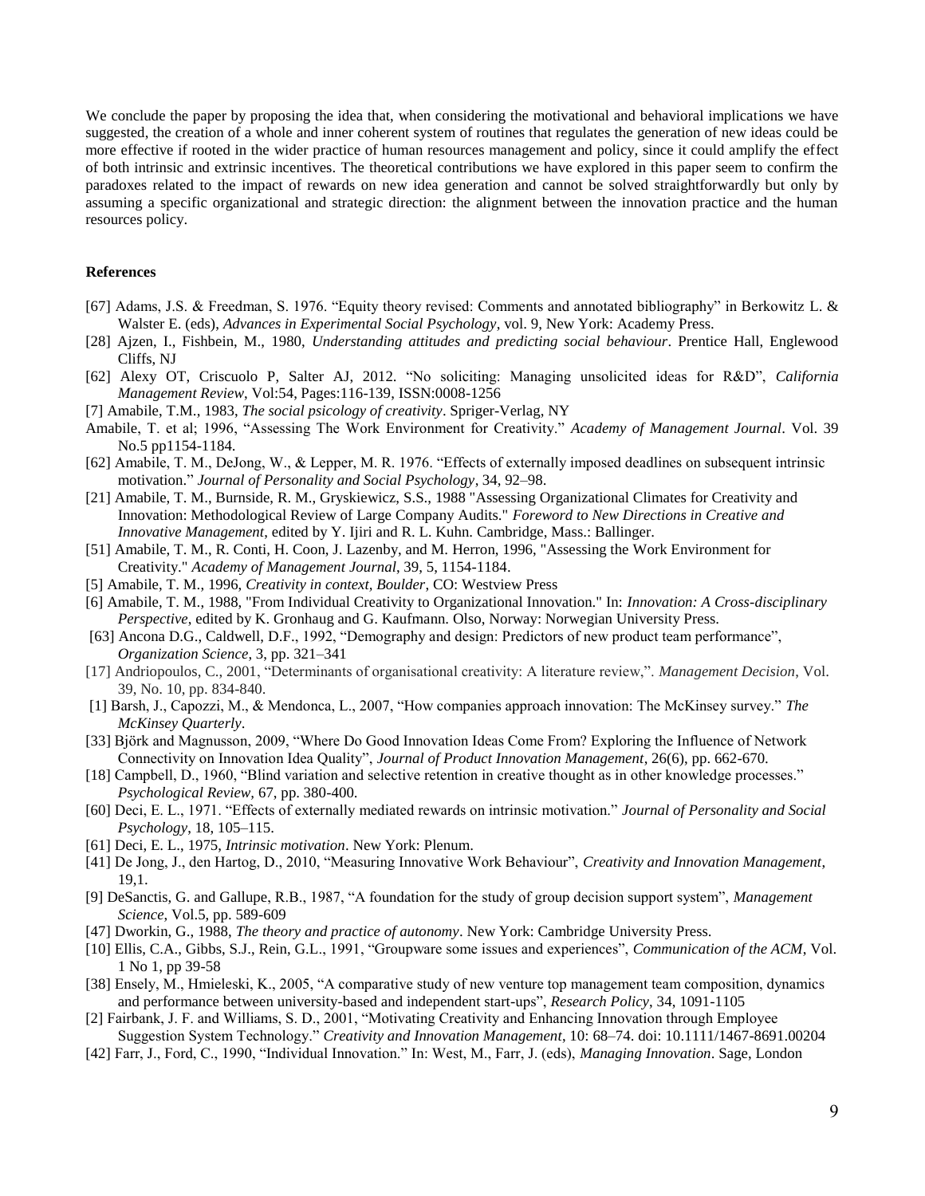We conclude the paper by proposing the idea that, when considering the motivational and behavioral implications we have suggested, the creation of a whole and inner coherent system of routines that regulates the generation of new ideas could be more effective if rooted in the wider practice of human resources management and policy, since it could amplify the effect of both intrinsic and extrinsic incentives. The theoretical contributions we have explored in this paper seem to confirm the paradoxes related to the impact of rewards on new idea generation and cannot be solved straightforwardly but only by assuming a specific organizational and strategic direction: the alignment between the innovation practice and the human resources policy.

**References**

[67] Adams, J.S. & Freedman, S. 1976. "Equity theory revised: Comments and annotated bibliography" in Berkowitz L. & Walster E. (eds), *Advances in Experimental Social Psychology*, vol. 9, New York: Academy Press.

[28] Ajzen, I., Fishbein, M., 1980, *Understanding attitudes and predicting social behaviour*. Prentice Hall, Englewood Cliffs, NJ

[62] Alexy OT, Criscuolo P, Salter AJ, 2012. "No soliciting: Managing unsolicited ideas for R&D", *California Management Review*, Vol:54, Pages:116-139, ISSN:0008-1256

[7] Amabile, T.M., 1983, *The social psicology of creativity*. Spriger-Verlag, NY

Amabile, T. et al; 1996, "Assessing The Work Environment for Creativity." *Academy of Management Journal*. Vol. 39 No.5 pp1154-1184.

[62] Amabile, T. M., DeJong, W., & Lepper, M. R. 1976. "Effects of externally imposed deadlines on subsequent intrinsic motivation." *Journal of Personality and Social Psychology*, 34, 92–98.

[21] Amabile, T. M., Burnside, R. M., Gryskiewicz, S.S., 1988 "Assessing Organizational Climates for Creativity and Innovation: Methodological Review of Large Company Audits." *Foreword to New Directions in Creative and Innovative Management*, edited by Y. Ijiri and R. L. Kuhn. Cambridge, Mass.: Ballinger.

[51] Amabile, T. M., R. Conti, H. Coon, J. Lazenby, and M. Herron, 1996, "Assessing the Work Environment for Creativity." *Academy of Management Journal*, 39, 5, 1154-1184.

[5] Amabile, T. M., 1996, *Creativity in context, Boulder*, CO: Westview Press

[6] Amabile, T. M., 1988, "From Individual Creativity to Organizational Innovation." In: *Innovation: A Cross-disciplinary Perspective*, edited by K. Gronhaug and G. Kaufmann. Olso, Norway: Norwegian University Press.

[63] Ancona D.G., Caldwell, D.F., 1992, "Demography and design: Predictors of new product team performance", *Organization Science*, 3, pp. 321–341

[17] Andriopoulos, C., 2001, "Determinants of organisational creativity: A literature review,". *Management Decision*, Vol. 39, No. 10, pp. 834-840.

[1] Barsh, J., Capozzi, M., & Mendonca, L., 2007, "How companies approach innovation: The McKinsey survey." *The McKinsey Quarterly*.

[33] Björk and Magnusson, 2009, "Where Do Good Innovation Ideas Come From? Exploring the Influence of Network Connectivity on Innovation Idea Quality", *Journal of Product Innovation Management*, 26(6), pp. 662-670.

[18] Campbell, D., 1960, "Blind variation and selective retention in creative thought as in other knowledge processes." *Psychological Review*, 67, pp. 380-400.

[60] Deci, E. L., 1971. "Effects of externally mediated rewards on intrinsic motivation." *Journal of Personality and Social Psychology*, 18, 105–115.

[61] Deci, E. L., 1975, *Intrinsic motivation*. New York: Plenum.

[41] De Jong, J., den Hartog, D., 2010, "Measuring Innovative Work Behaviour", *Creativity and Innovation Management*, 19,1.

[9] DeSanctis, G. and Gallupe, R.B., 1987, "A foundation for the study of group decision support system", *Management Science*, Vol.5, pp. 589-609

[47] Dworkin, G., 1988, *The theory and practice of autonomy*. New York: Cambridge University Press.

[10] Ellis, C.A., Gibbs, S.J., Rein, G.L., 1991, "Groupware some issues and experiences", *Communication of the ACM*, Vol. 1 No 1, pp 39-58

[38] Ensely, M., Hmieleski, K., 2005, "A comparative study of new venture top management team composition, dynamics and performance between university-based and independent start-ups", *Research Policy*, 34, 1091-1105

[2] Fairbank, J. F. and Williams, S. D., 2001, "Motivating Creativity and Enhancing Innovation through Employee Suggestion System Technology." *Creativity and Innovation Management*, 10: 68–74. doi: 10.1111/1467-8691.00204

[42] Farr, J., Ford, C., 1990, "Individual Innovation." In: West, M., Farr, J. (eds), *Managing Innovation*. Sage, London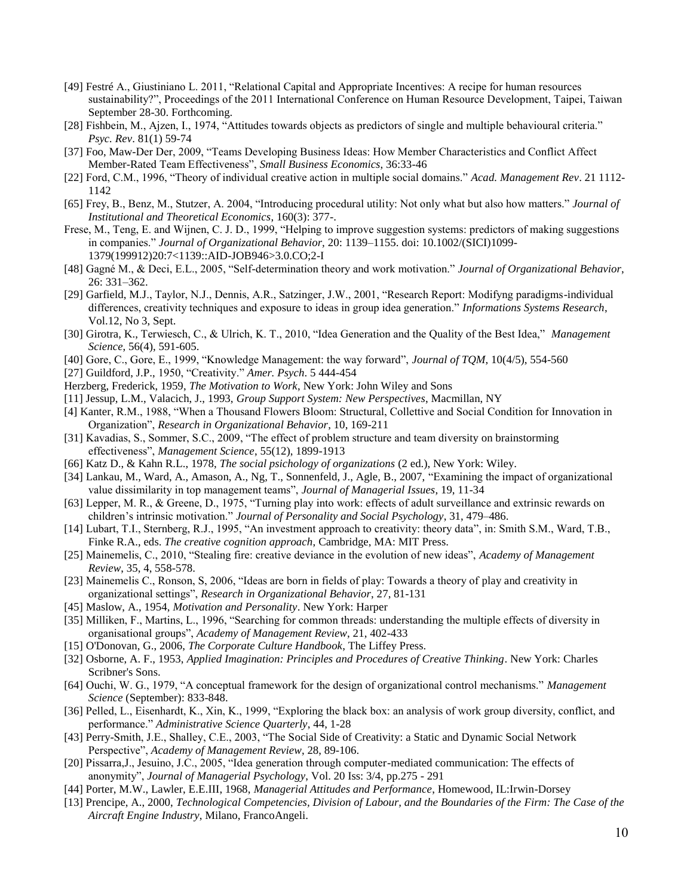[49] Festré A., Giustiniano L. 2011, "Relational Capital and Appropriate Incentives: A recipe for human resources sustainability?", Proceedings of the 2011 International Conference on Human Resource Development, Taipei, Taiwan September 28-30. Forthcoming.

[28] Fishbein, M., Ajzen, I., 1974, "Attitudes towards objects as predictors of single and multiple behavioural criteria." *Psyc. Rev*. 81(1) 59-74

[37] Foo, Maw-Der Der, 2009, "Teams Developing Business Ideas: How Member Characteristics and Conflict Affect Member-Rated Team Effectiveness", *Small Business Economics*, 36:33-46

[22] Ford, C.M., 1996, "Theory of individual creative action in multiple social domains." *Acad. Management Rev*. 21 1112-1142

[65] Frey, B., Benz, M., Stutzer, A. 2004, "Introducing procedural utility: Not only what but also how matters." *Journal of Institutional and Theoretical Economics*, 160(3): 377-.

Frese, M., Teng, E. and Wijnen, C. J. D., 1999, "Helping to improve suggestion systems: predictors of making suggestions in companies." *Journal of Organizational Behavior*, 20: 1139–1155. doi: 10.1002/(SICI)1099-1379(199912)20:7<1139::AID-JOB946>3.0.CO;2-I

[48] Gagné M., & Deci, E.L., 2005, "Self-determination theory and work motivation." *Journal of Organizational Behavior*, 26: 331–362.

[29] Garfield, M.J., Taylor, N.J., Dennis, A.R., Satzinger, J.W., 2001, "Research Report: Modifyng paradigms-individual differences, creativity techniques and exposure to ideas in group idea generation." *Informations Systems Research*, Vol.12, No 3, Sept.

[30] Girotra, K., Terwiesch, C., & Ulrich, K. T., 2010, "Idea Generation and the Quality of the Best Idea," *Management Science*, 56(4), 591-605.

[40] Gore, C., Gore, E., 1999, "Knowledge Management: the way forward", *Journal of TQM*, 10(4/5), 554-560

[27] Guildford, J.P., 1950, "Creativity." *Amer. Psych*. 5 444-454

Herzberg, Frederick, 1959, *The Motivation to Work*, New York: John Wiley and Sons

[11] Jessup, L.M., Valacich, J., 1993, *Group Support System: New Perspectives*, Macmillan, NY

[4] Kanter, R.M., 1988, "When a Thousand Flowers Bloom: Structural, Collettive and Social Condition for Innovation in Organization", *Research in Organizational Behavior*, 10, 169-211

[31] Kavadias, S., Sommer, S.C., 2009, "The effect of problem structure and team diversity on brainstorming effectiveness", *Management Science*, 55(12), 1899-1913

[66] Katz D., & Kahn R.L., 1978, *The social psichology of organizations* (2 ed.), New York: Wiley.

[34] Lankau, M., Ward, A., Amason, A., Ng, T., Sonnenfeld, J., Agle, B., 2007, "Examining the impact of organizational value dissimilarity in top management teams", *Journal of Managerial Issues*, 19, 11-34

[63] Lepper, M. R., & Greene, D., 1975, "Turning play into work: effects of adult surveillance and extrinsic rewards on children's intrinsic motivation." *Journal of Personality and Social Psychology*, 31, 479–486.

[14] Lubart, T.I., Sternberg, R.J., 1995, "An investment approach to creativity: theory data", in: Smith S.M., Ward, T.B., Finke R.A., eds. *The creative cognition approach*, Cambridge, MA: MIT Press.

[25] Mainemelis, C., 2010, "Stealing fire: creative deviance in the evolution of new ideas", *Academy of Management Review*, 35, 4, 558-578.

[23] Mainemelis C., Ronson, S, 2006, "Ideas are born in fields of play: Towards a theory of play and creativity in organizational settings", *Research in Organizational Behavior*, 27, 81-131

[45] Maslow, A., 1954, *Motivation and Personality*. New York: Harper

[35] Milliken, F., Martins, L., 1996, "Searching for common threads: understanding the multiple effects of diversity in organisational groups", *Academy of Management Review*, 21, 402-433

[15] O'Donovan, G., 2006, *The Corporate Culture Handbook*, The Liffey Press.

[32] Osborne, A. F., 1953, *Applied Imagination: Principles and Procedures of Creative Thinking*. New York: Charles Scribner's Sons.

[64] Ouchi, W. G., 1979, "A conceptual framework for the design of organizational control mechanisms." *Management Science* (September): 833-848.

[36] Pelled, L., Eisenhardt, K., Xin, K., 1999, "Exploring the black box: an analysis of work group diversity, conflict, and performance." *Administrative Science Quarterly*, 44, 1-28

[43] Perry-Smith, J.E., Shalley, C.E., 2003, "The Social Side of Creativity: a Static and Dynamic Social Network Perspective", *Academy of Management Review*, 28, 89-106.

[20] Pissarra,J., Jesuino, J.C., 2005, "Idea generation through computer-mediated communication: The effects of anonymity", *Journal of Managerial Psychology*, Vol. 20 Iss: 3/4, pp.275 - 291

[44] Porter, M.W., Lawler, E.E.III, 1968, *Managerial Attitudes and Performance*, Homewood, IL:Irwin-Dorsey

[13] Prencipe, A., 2000, *Technological Competencies, Division of Labour, and the Boundaries of the Firm: The Case of the Aircraft Engine Industry*, Milano, FrancoAngeli.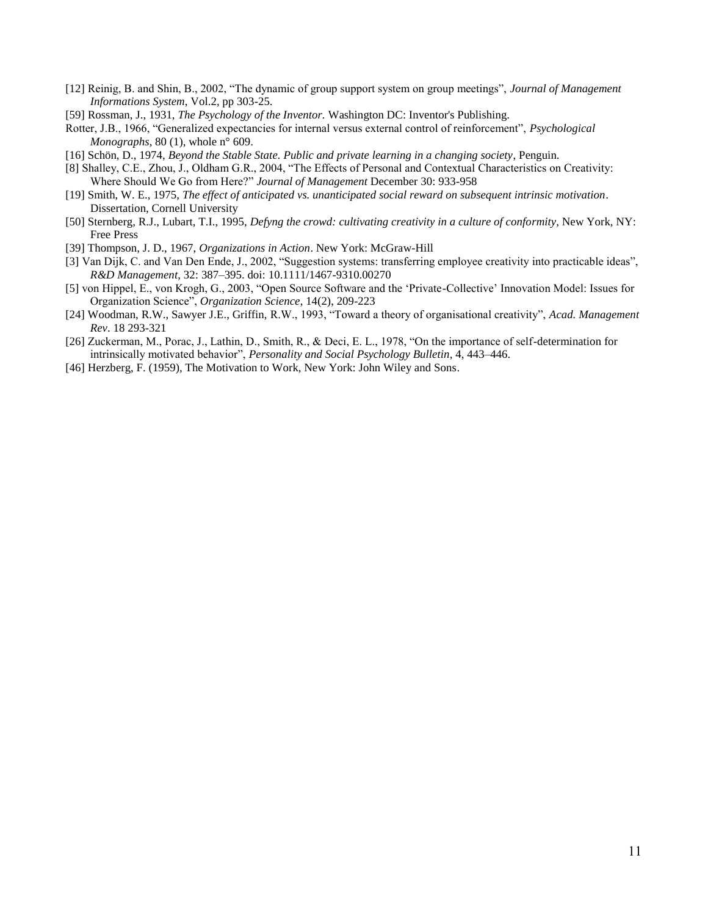[12] Reinig, B. and Shin, B., 2002, "The dynamic of group support system on group meetings", *Journal of Management Informations System*, Vol.2, pp 303-25.

[59] Rossman, J., 1931, *The Psychology of the Inventor*. Washington DC: Inventor's Publishing.

Rotter, J.B., 1966, "Generalized expectancies for internal versus external control of reinforcement", *Psychological Monographs*, 80 (1), whole n° 609.

[16] Schön, D., 1974, *Beyond the Stable State. Public and private learning in a changing society*, Penguin.

[8] Shalley, C.E., Zhou, J., Oldham G.R., 2004, "The Effects of Personal and Contextual Characteristics on Creativity: Where Should We Go from Here?" *Journal of Management* December 30: 933-958

[19] Smith, W. E., 1975, *The effect of anticipated vs. unanticipated social reward on subsequent intrinsic motivation*. Dissertation, Cornell University

[50] Sternberg, R.J., Lubart, T.I., 1995, *Defyng the crowd: cultivating creativity in a culture of conformity*, New York, NY: Free Press

[39] Thompson, J. D., 1967, *Organizations in Action*. New York: McGraw-Hill

[3] Van Dijk, C. and Van Den Ende, J., 2002, "Suggestion systems: transferring employee creativity into practicable ideas", *R&D Management*, 32: 387–395. doi: 10.1111/1467-9310.00270

[5] von Hippel, E., von Krogh, G., 2003, "Open Source Software and the 'Private-Collective' Innovation Model: Issues for Organization Science", *Organization Science*, 14(2), 209-223

[24] Woodman, R.W., Sawyer J.E., Griffin, R.W., 1993, "Toward a theory of organisational creativity", *Acad. Management Rev*. 18 293-321

[26] Zuckerman, M., Porac, J., Lathin, D., Smith, R., & Deci, E. L., 1978, "On the importance of self-determination for intrinsically motivated behavior", *Personality and Social Psychology Bulletin*, 4, 443–446.

[46] Herzberg, F. (1959), The Motivation to Work, New York: John Wiley and Sons.